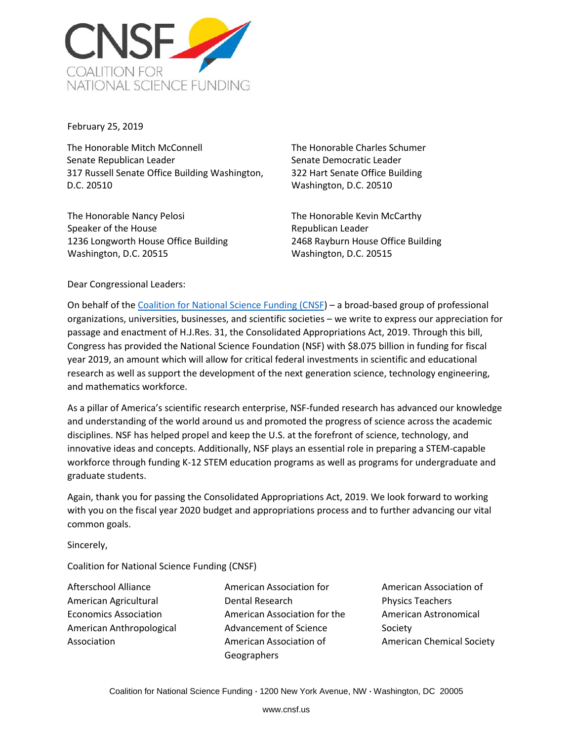CNSF
COALITION FOR
NATIONAL SCIENCE FUNDING

February 25, 2019

The Honorable Mitch McConnell
Senate Republican Leader
317 Russell Senate Office Building Washington, D.C. 20510

The Honorable Charles Schumer
Senate Democratic Leader
322 Hart Senate Office Building
Washington, D.C. 20510

The Honorable Nancy Pelosi
Speaker of the House
1236 Longworth House Office Building
Washington, D.C. 20515

The Honorable Kevin McCarthy
Republican Leader
2468 Rayburn House Office Building
Washington, D.C. 20515

Dear Congressional Leaders:

On behalf of the [Coalition for National Science Funding (CNSF)](http://www.cnsf.us) – a broad-based group of professional organizations, universities, businesses, and scientific societies – we write to express our appreciation for passage and enactment of H.J.Res. 31, the Consolidated Appropriations Act, 2019. Through this bill, Congress has provided the National Science Foundation (NSF) with $8.075 billion in funding for fiscal year 2019, an amount which will allow for critical federal investments in scientific and educational research as well as support the development of the next generation science, technology engineering, and mathematics workforce.

As a pillar of America's scientific research enterprise, NSF-funded research has advanced our knowledge and understanding of the world around us and promoted the progress of science across the academic disciplines. NSF has helped propel and keep the U.S. at the forefront of science, technology, and innovative ideas and concepts. Additionally, NSF plays an essential role in preparing a STEM-capable workforce through funding K-12 STEM education programs as well as programs for undergraduate and graduate students.

Again, thank you for passing the Consolidated Appropriations Act, 2019. We look forward to working with you on the fiscal year 2020 budget and appropriations process and to further advancing our vital common goals.

Sincerely,

Coalition for National Science Funding (CNSF)

Afterschool Alliance
American Agricultural Economics Association
American Anthropological Association
American Association for Dental Research
American Association for the Advancement of Science
American Association of Geographers
American Association of Physics Teachers
American Astronomical Society
American Chemical Society

Coalition for National Science Funding · 1200 New York Avenue, NW · Washington, DC 20005

www.cnsf.us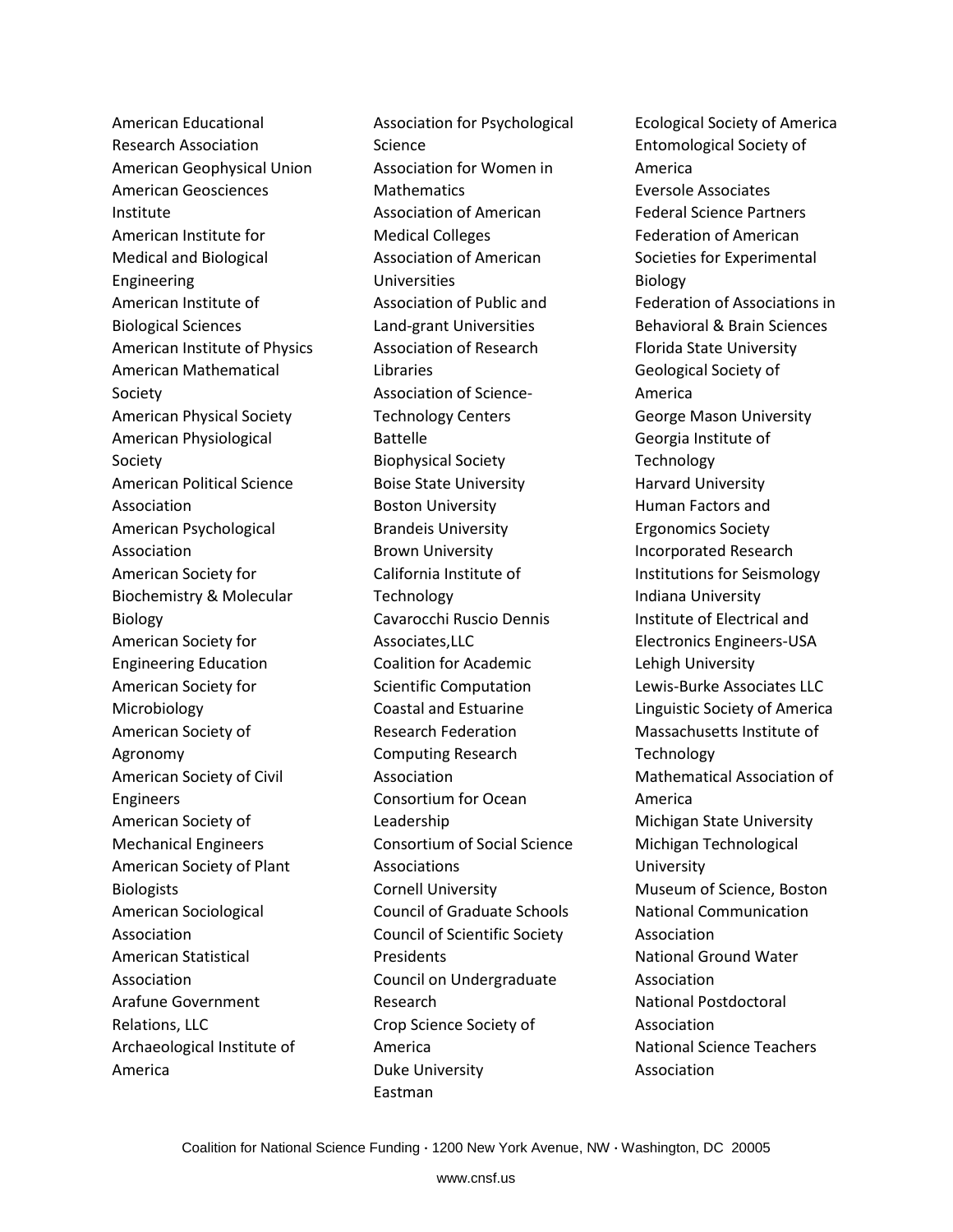American Educational Research Association
American Geophysical Union
American Geosciences Institute
American Institute for Medical and Biological Engineering
American Institute of Biological Sciences
American Institute of Physics
American Mathematical Society
American Physical Society
American Physiological Society
American Political Science Association
American Psychological Association
American Society for Biochemistry & Molecular Biology
American Society for Engineering Education
American Society for Microbiology
American Society of Agronomy
American Society of Civil Engineers
American Society of Mechanical Engineers
American Society of Plant Biologists
American Sociological Association
American Statistical Association
Arafune Government Relations, LLC
Archaeological Institute of America
Association for Psychological Science
Association for Women in Mathematics
Association of American Medical Colleges
Association of American Universities
Association of Public and Land-grant Universities
Association of Research Libraries
Association of Science-Technology Centers
Battelle
Biophysical Society
Boise State University
Boston University
Brandeis University
Brown University
California Institute of Technology
Cavarocchi Ruscio Dennis Associates,LLC
Coalition for Academic Scientific Computation
Coastal and Estuarine Research Federation
Computing Research Association
Consortium for Ocean Leadership
Consortium of Social Science Associations
Cornell University
Council of Graduate Schools
Council of Scientific Society Presidents
Council on Undergraduate Research
Crop Science Society of America
Duke University
Eastman
Ecological Society of America
Entomological Society of America
Eversole Associates
Federal Science Partners
Federation of American Societies for Experimental Biology
Federation of Associations in Behavioral & Brain Sciences
Florida State University
Geological Society of America
George Mason University
Georgia Institute of Technology
Harvard University
Human Factors and Ergonomics Society
Incorporated Research Institutions for Seismology
Indiana University
Institute of Electrical and Electronics Engineers-USA
Lehigh University
Lewis-Burke Associates LLC
Linguistic Society of America
Massachusetts Institute of Technology
Mathematical Association of America
Michigan State University
Michigan Technological University
Museum of Science, Boston
National Communication Association
National Ground Water Association
National Postdoctoral Association
National Science Teachers Association

Coalition for National Science Funding · 1200 New York Avenue, NW · Washington, DC 20005

www.cnsf.us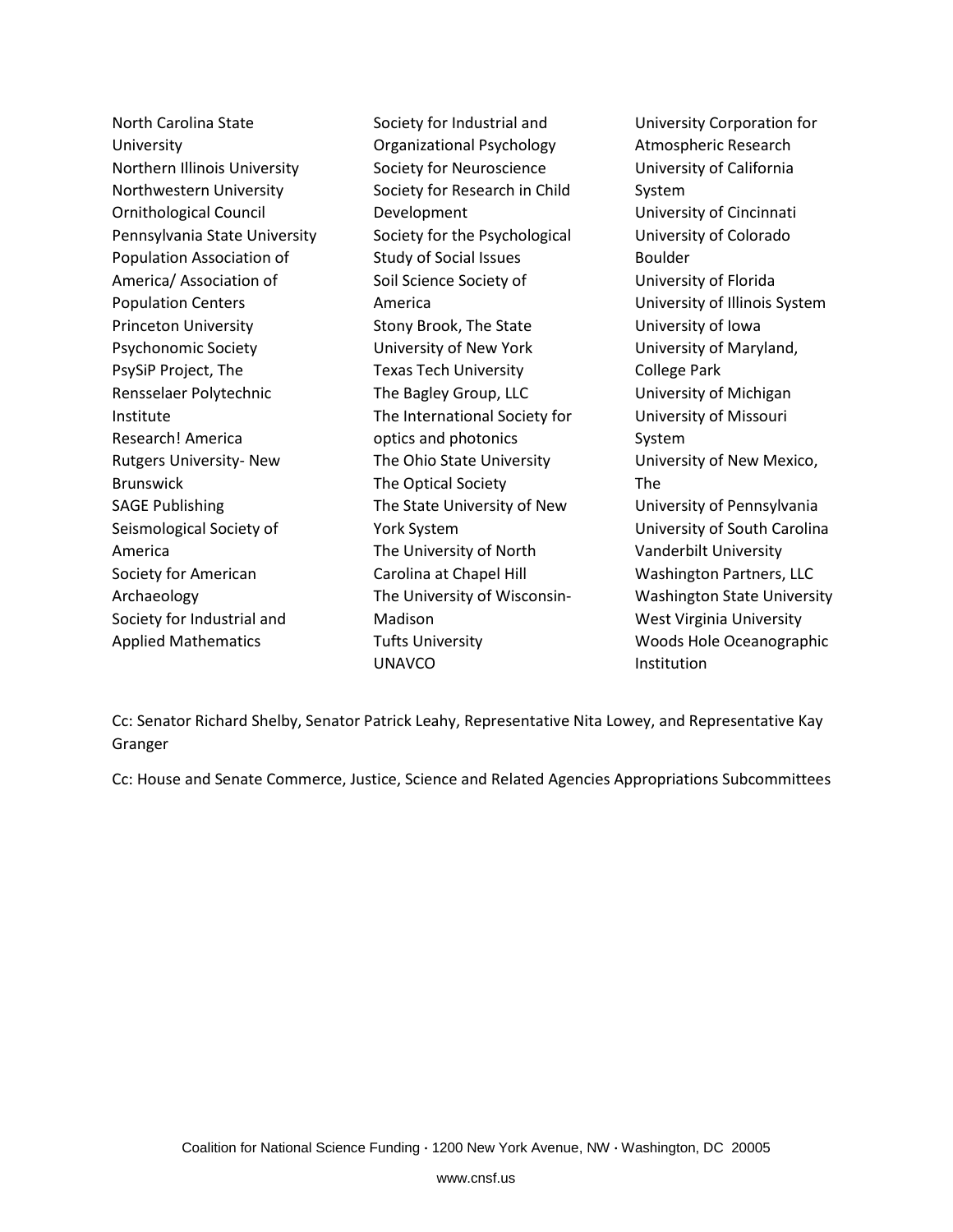North Carolina State University
Northern Illinois University
Northwestern University
Ornithological Council
Pennsylvania State University
Population Association of America/ Association of Population Centers
Princeton University
Psychonomic Society
PsySiP Project, The
Rensselaer Polytechnic Institute
Research! America
Rutgers University- New Brunswick
SAGE Publishing
Seismological Society of America
Society for American Archaeology
Society for Industrial and Applied Mathematics
Society for Industrial and Organizational Psychology
Society for Neuroscience
Society for Research in Child Development
Society for the Psychological Study of Social Issues
Soil Science Society of America
Stony Brook, The State University of New York
Texas Tech University
The Bagley Group, LLC
The International Society for optics and photonics
The Ohio State University
The Optical Society
The State University of New York System
The University of North Carolina at Chapel Hill
The University of Wisconsin-Madison
Tufts University
UNAVCO
University Corporation for Atmospheric Research
University of California System
University of Cincinnati
University of Colorado Boulder
University of Florida
University of Illinois System
University of Iowa
University of Maryland, College Park
University of Michigan
University of Missouri System
University of New Mexico, The
University of Pennsylvania
University of South Carolina
Vanderbilt University
Washington Partners, LLC
Washington State University
West Virginia University
Woods Hole Oceanographic Institution

Cc: Senator Richard Shelby, Senator Patrick Leahy, Representative Nita Lowey, and Representative Kay Granger

Cc: House and Senate Commerce, Justice, Science and Related Agencies Appropriations Subcommittees

Coalition for National Science Funding · 1200 New York Avenue, NW · Washington, DC 20005

www.cnsf.us